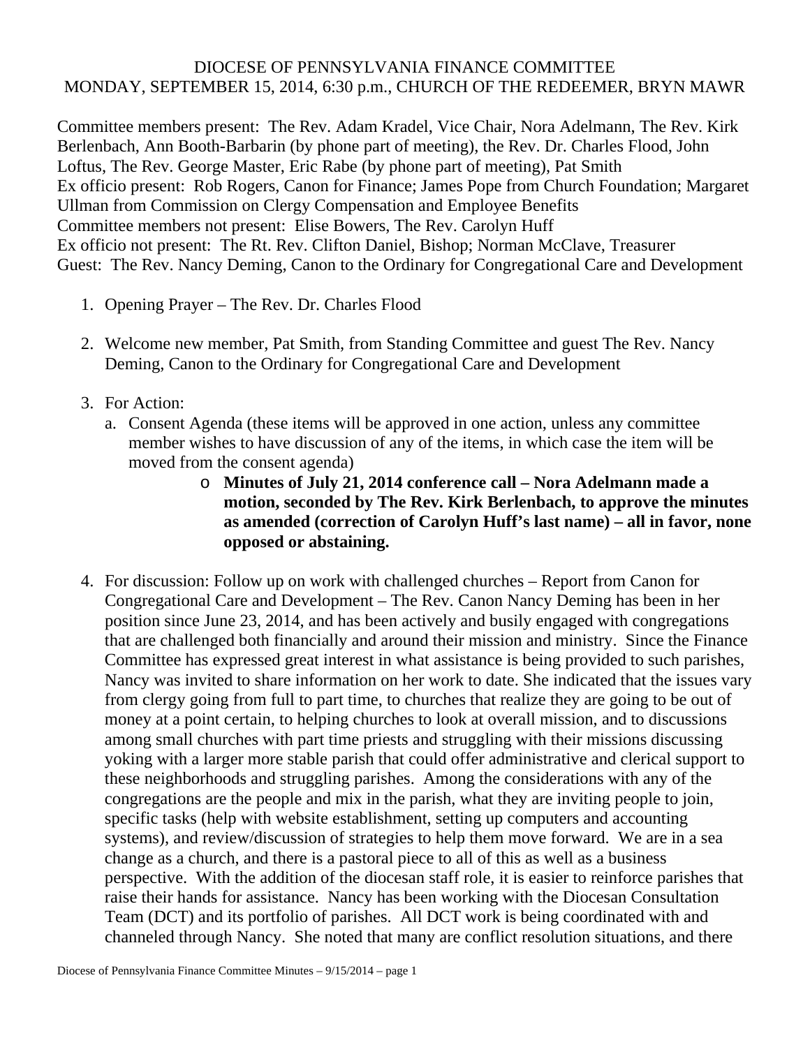DIOCESE OF PENNSYLVANIA FINANCE COMMITTEE
MONDAY, SEPTEMBER 15, 2014, 6:30 p.m., CHURCH OF THE REDEEMER, BRYN MAWR

Committee members present: The Rev. Adam Kradel, Vice Chair, Nora Adelmann, The Rev. Kirk Berlenbach, Ann Booth-Barbarin (by phone part of meeting), the Rev. Dr. Charles Flood, John Loftus, The Rev. George Master, Eric Rabe (by phone part of meeting), Pat Smith
Ex officio present: Rob Rogers, Canon for Finance; James Pope from Church Foundation; Margaret Ullman from Commission on Clergy Compensation and Employee Benefits
Committee members not present: Elise Bowers, The Rev. Carolyn Huff
Ex officio not present: The Rt. Rev. Clifton Daniel, Bishop; Norman McClave, Treasurer
Guest: The Rev. Nancy Deming, Canon to the Ordinary for Congregational Care and Development

1. Opening Prayer – The Rev. Dr. Charles Flood

2. Welcome new member, Pat Smith, from Standing Committee and guest The Rev. Nancy Deming, Canon to the Ordinary for Congregational Care and Development

3. For Action:
   a. Consent Agenda (these items will be approved in one action, unless any committee member wishes to have discussion of any of the items, in which case the item will be moved from the consent agenda)
      - **Minutes of July 21, 2014 conference call – Nora Adelmann made a motion, seconded by The Rev. Kirk Berlenbach, to approve the minutes as amended (correction of Carolyn Huff's last name) – all in favor, none opposed or abstaining.**

4. For discussion: Follow up on work with challenged churches – Report from Canon for Congregational Care and Development – The Rev. Canon Nancy Deming has been in her position since June 23, 2014, and has been actively and busily engaged with congregations that are challenged both financially and around their mission and ministry. Since the Finance Committee has expressed great interest in what assistance is being provided to such parishes, Nancy was invited to share information on her work to date. She indicated that the issues vary from clergy going from full to part time, to churches that realize they are going to be out of money at a point certain, to helping churches to look at overall mission, and to discussions among small churches with part time priests and struggling with their missions discussing yoking with a larger more stable parish that could offer administrative and clerical support to these neighborhoods and struggling parishes. Among the considerations with any of the congregations are the people and mix in the parish, what they are inviting people to join, specific tasks (help with website establishment, setting up computers and accounting systems), and review/discussion of strategies to help them move forward. We are in a sea change as a church, and there is a pastoral piece to all of this as well as a business perspective. With the addition of the diocesan staff role, it is easier to reinforce parishes that raise their hands for assistance. Nancy has been working with the Diocesan Consultation Team (DCT) and its portfolio of parishes. All DCT work is being coordinated with and channeled through Nancy. She noted that many are conflict resolution situations, and there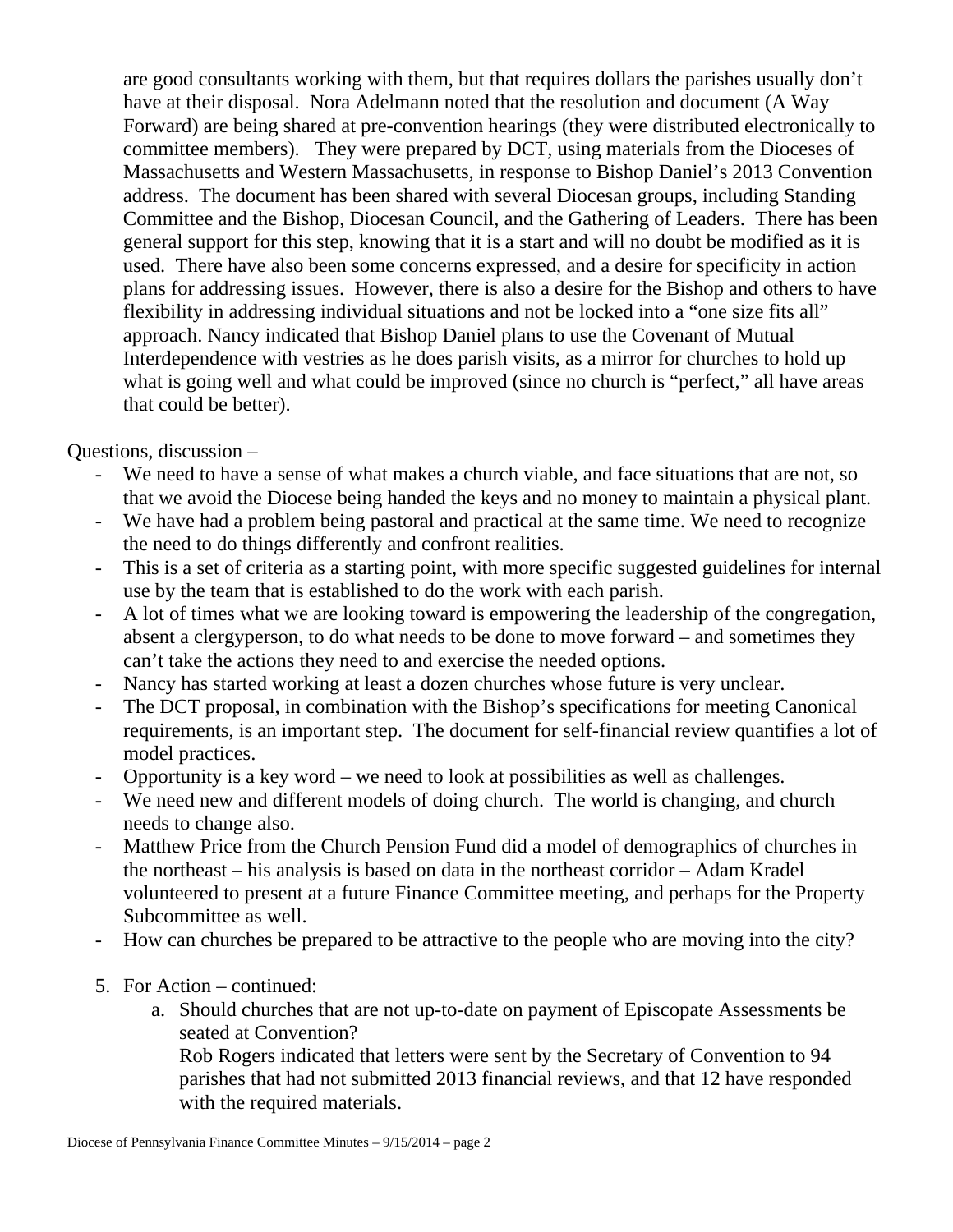are good consultants working with them, but that requires dollars the parishes usually don't have at their disposal. Nora Adelmann noted that the resolution and document (A Way Forward) are being shared at pre-convention hearings (they were distributed electronically to committee members). They were prepared by DCT, using materials from the Dioceses of Massachusetts and Western Massachusetts, in response to Bishop Daniel's 2013 Convention address. The document has been shared with several Diocesan groups, including Standing Committee and the Bishop, Diocesan Council, and the Gathering of Leaders. There has been general support for this step, knowing that it is a start and will no doubt be modified as it is used. There have also been some concerns expressed, and a desire for specificity in action plans for addressing issues. However, there is also a desire for the Bishop and others to have flexibility in addressing individual situations and not be locked into a "one size fits all" approach. Nancy indicated that Bishop Daniel plans to use the Covenant of Mutual Interdependence with vestries as he does parish visits, as a mirror for churches to hold up what is going well and what could be improved (since no church is "perfect," all have areas that could be better).

Questions, discussion –

- We need to have a sense of what makes a church viable, and face situations that are not, so that we avoid the Diocese being handed the keys and no money to maintain a physical plant.
- We have had a problem being pastoral and practical at the same time. We need to recognize the need to do things differently and confront realities.
- This is a set of criteria as a starting point, with more specific suggested guidelines for internal use by the team that is established to do the work with each parish.
- A lot of times what we are looking toward is empowering the leadership of the congregation, absent a clergyperson, to do what needs to be done to move forward – and sometimes they can't take the actions they need to and exercise the needed options.
- Nancy has started working at least a dozen churches whose future is very unclear.
- The DCT proposal, in combination with the Bishop's specifications for meeting Canonical requirements, is an important step. The document for self-financial review quantifies a lot of model practices.
- Opportunity is a key word – we need to look at possibilities as well as challenges.
- We need new and different models of doing church. The world is changing, and church needs to change also.
- Matthew Price from the Church Pension Fund did a model of demographics of churches in the northeast – his analysis is based on data in the northeast corridor – Adam Kradel volunteered to present at a future Finance Committee meeting, and perhaps for the Property Subcommittee as well.
- How can churches be prepared to be attractive to the people who are moving into the city?

5. For Action – continued:
   a. Should churches that are not up-to-date on payment of Episcopate Assessments be seated at Convention?
      Rob Rogers indicated that letters were sent by the Secretary of Convention to 94 parishes that had not submitted 2013 financial reviews, and that 12 have responded with the required materials.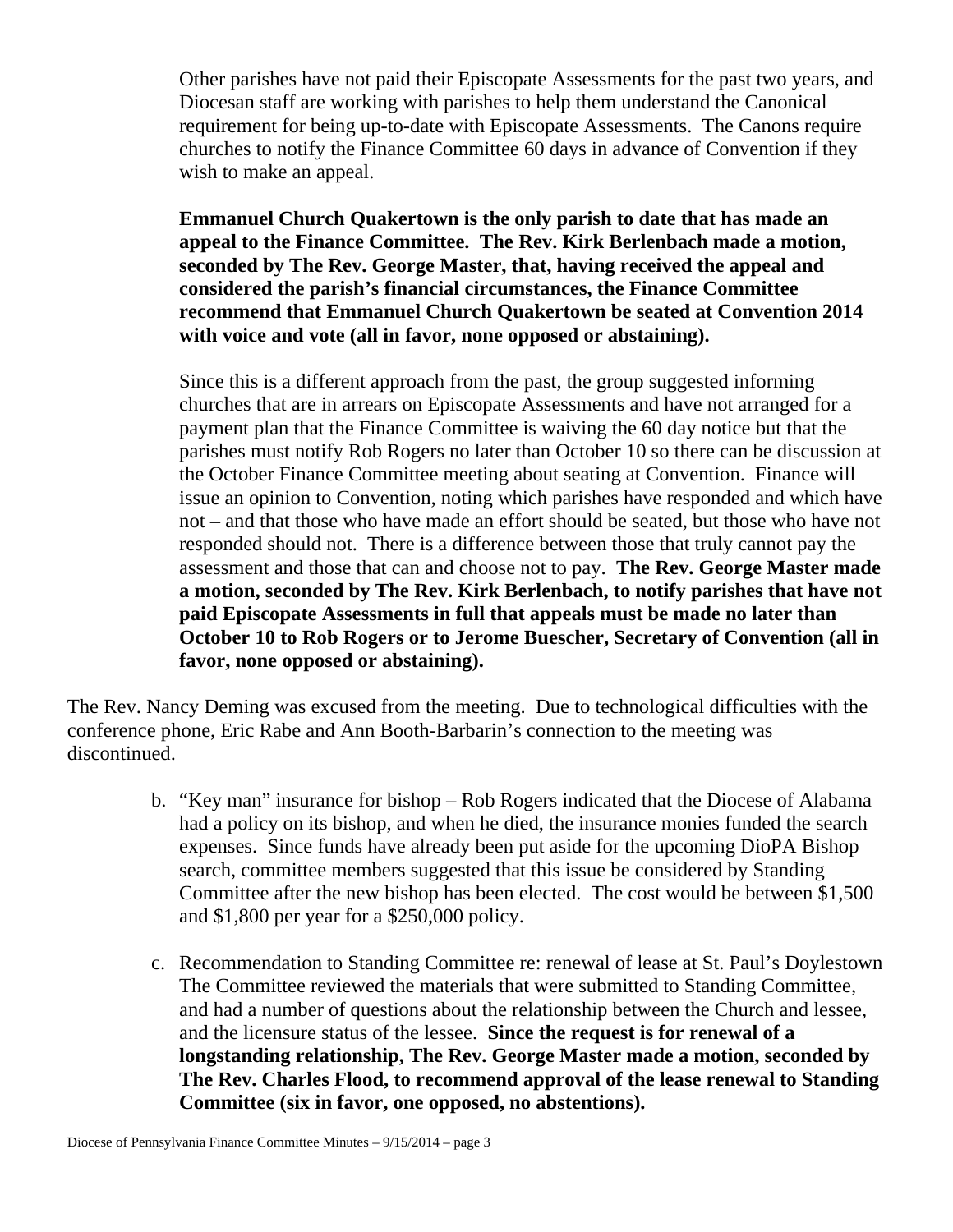Other parishes have not paid their Episcopate Assessments for the past two years, and Diocesan staff are working with parishes to help them understand the Canonical requirement for being up-to-date with Episcopate Assessments. The Canons require churches to notify the Finance Committee 60 days in advance of Convention if they wish to make an appeal.

**Emmanuel Church Quakertown is the only parish to date that has made an appeal to the Finance Committee. The Rev. Kirk Berlenbach made a motion, seconded by The Rev. George Master, that, having received the appeal and considered the parish's financial circumstances, the Finance Committee recommend that Emmanuel Church Quakertown be seated at Convention 2014 with voice and vote (all in favor, none opposed or abstaining).**

Since this is a different approach from the past, the group suggested informing churches that are in arrears on Episcopate Assessments and have not arranged for a payment plan that the Finance Committee is waiving the 60 day notice but that the parishes must notify Rob Rogers no later than October 10 so there can be discussion at the October Finance Committee meeting about seating at Convention. Finance will issue an opinion to Convention, noting which parishes have responded and which have not – and that those who have made an effort should be seated, but those who have not responded should not. There is a difference between those that truly cannot pay the assessment and those that can and choose not to pay. **The Rev. George Master made a motion, seconded by The Rev. Kirk Berlenbach, to notify parishes that have not paid Episcopate Assessments in full that appeals must be made no later than October 10 to Rob Rogers or to Jerome Buescher, Secretary of Convention (all in favor, none opposed or abstaining).**

The Rev. Nancy Deming was excused from the meeting. Due to technological difficulties with the conference phone, Eric Rabe and Ann Booth-Barbarin's connection to the meeting was discontinued.

b. "Key man" insurance for bishop – Rob Rogers indicated that the Diocese of Alabama had a policy on its bishop, and when he died, the insurance monies funded the search expenses. Since funds have already been put aside for the upcoming DioPA Bishop search, committee members suggested that this issue be considered by Standing Committee after the new bishop has been elected. The cost would be between $1,500 and $1,800 per year for a $250,000 policy.

c. Recommendation to Standing Committee re: renewal of lease at St. Paul's Doylestown The Committee reviewed the materials that were submitted to Standing Committee, and had a number of questions about the relationship between the Church and lessee, and the licensure status of the lessee. **Since the request is for renewal of a longstanding relationship, The Rev. George Master made a motion, seconded by The Rev. Charles Flood, to recommend approval of the lease renewal to Standing Committee (six in favor, one opposed, no abstentions).**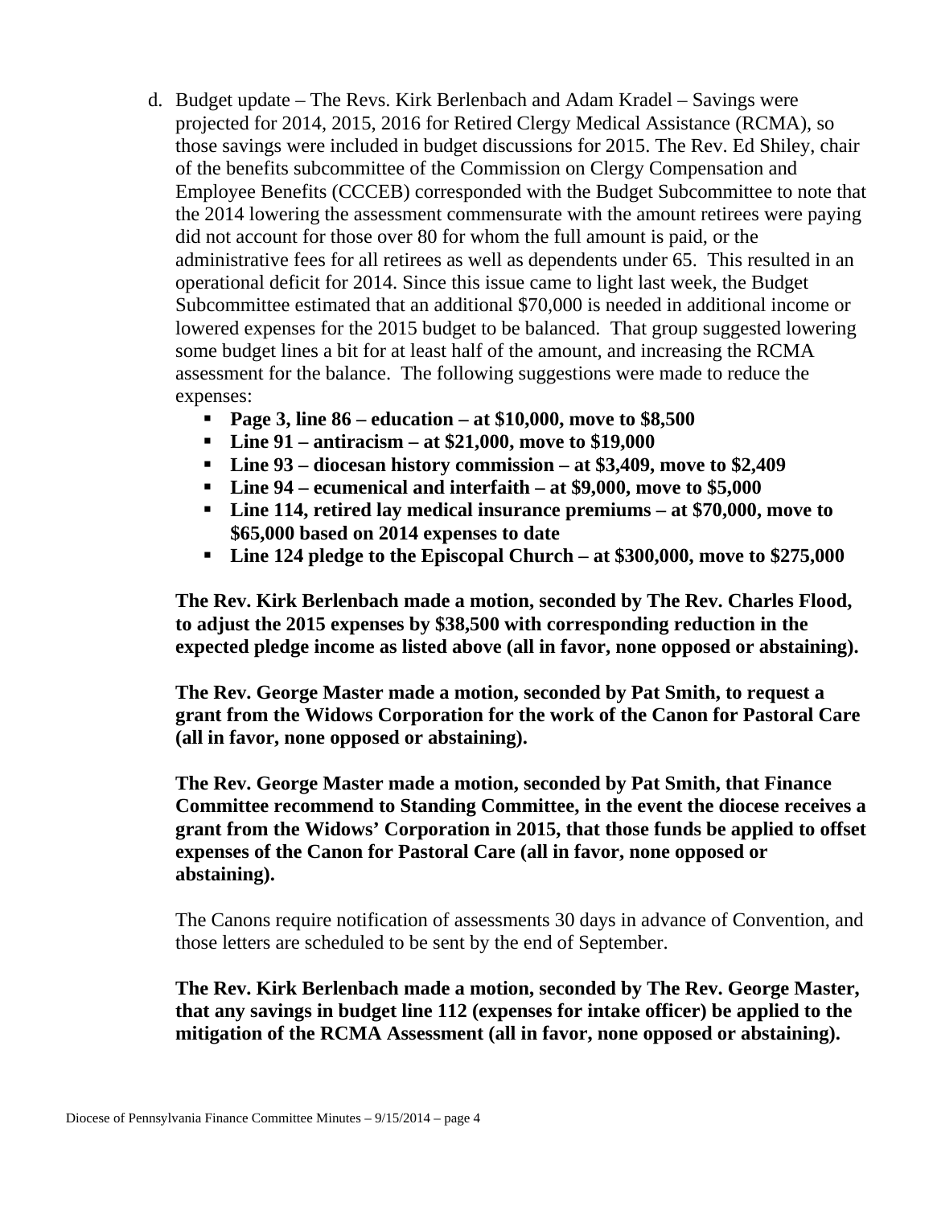d. Budget update – The Revs. Kirk Berlenbach and Adam Kradel – Savings were projected for 2014, 2015, 2016 for Retired Clergy Medical Assistance (RCMA), so those savings were included in budget discussions for 2015. The Rev. Ed Shiley, chair of the benefits subcommittee of the Commission on Clergy Compensation and Employee Benefits (CCCEB) corresponded with the Budget Subcommittee to note that the 2014 lowering the assessment commensurate with the amount retirees were paying did not account for those over 80 for whom the full amount is paid, or the administrative fees for all retirees as well as dependents under 65. This resulted in an operational deficit for 2014. Since this issue came to light last week, the Budget Subcommittee estimated that an additional $70,000 is needed in additional income or lowered expenses for the 2015 budget to be balanced. That group suggested lowering some budget lines a bit for at least half of the amount, and increasing the RCMA assessment for the balance. The following suggestions were made to reduce the expenses:

- **Page 3, line 86 – education – at $10,000, move to $8,500**
- **Line 91 – antiracism – at $21,000, move to $19,000**
- **Line 93 – diocesan history commission – at $3,409, move to $2,409**
- **Line 94 – ecumenical and interfaith – at $9,000, move to $5,000**
- **Line 114, retired lay medical insurance premiums – at $70,000, move to $65,000 based on 2014 expenses to date**
- **Line 124 pledge to the Episcopal Church – at $300,000, move to $275,000**

**The Rev. Kirk Berlenbach made a motion, seconded by The Rev. Charles Flood, to adjust the 2015 expenses by $38,500 with corresponding reduction in the expected pledge income as listed above (all in favor, none opposed or abstaining).**

**The Rev. George Master made a motion, seconded by Pat Smith, to request a grant from the Widows Corporation for the work of the Canon for Pastoral Care (all in favor, none opposed or abstaining).**

**The Rev. George Master made a motion, seconded by Pat Smith, that Finance Committee recommend to Standing Committee, in the event the diocese receives a grant from the Widows' Corporation in 2015, that those funds be applied to offset expenses of the Canon for Pastoral Care (all in favor, none opposed or abstaining).**

The Canons require notification of assessments 30 days in advance of Convention, and those letters are scheduled to be sent by the end of September.

**The Rev. Kirk Berlenbach made a motion, seconded by The Rev. George Master, that any savings in budget line 112 (expenses for intake officer) be applied to the mitigation of the RCMA Assessment (all in favor, none opposed or abstaining).**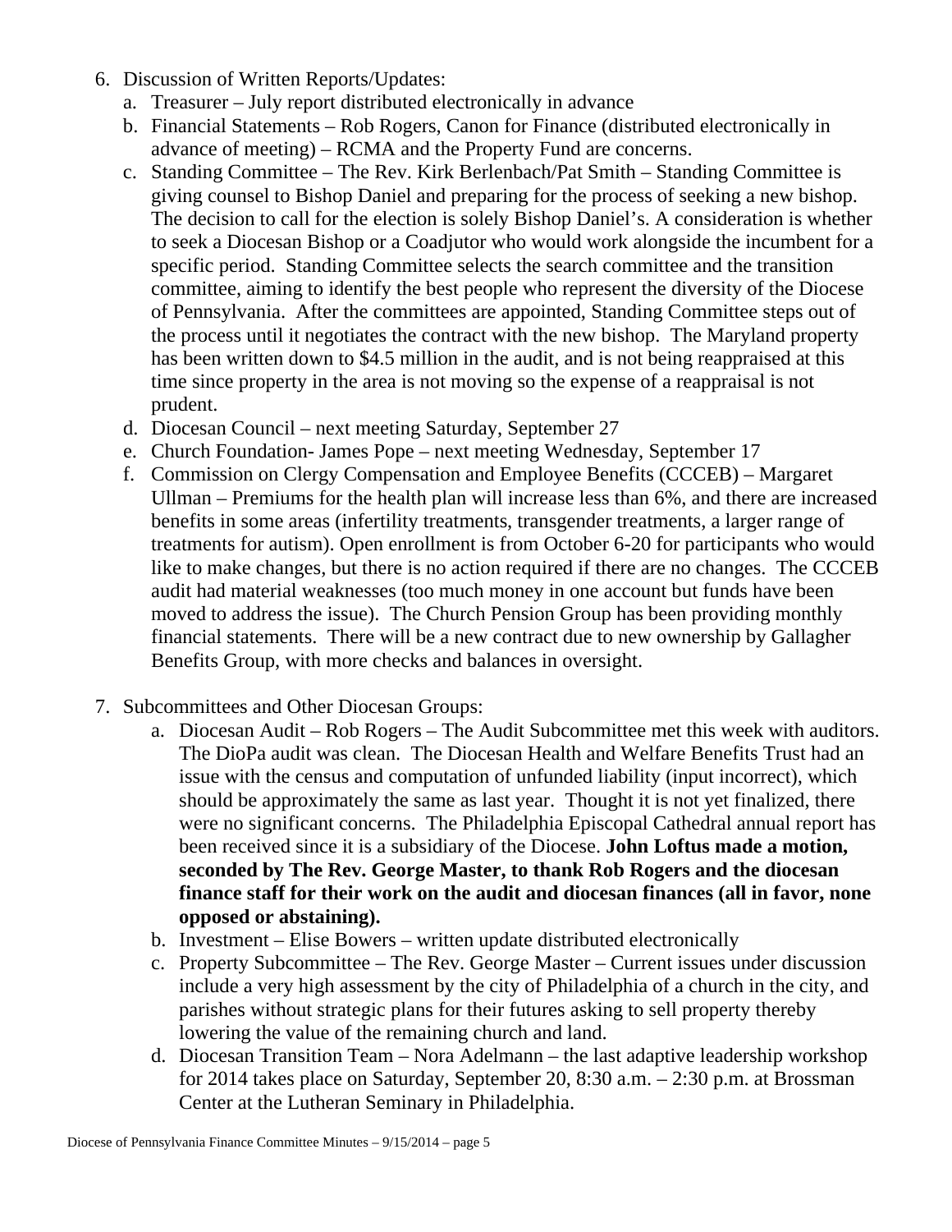6. Discussion of Written Reports/Updates:
   a. Treasurer – July report distributed electronically in advance
   b. Financial Statements – Rob Rogers, Canon for Finance (distributed electronically in advance of meeting) – RCMA and the Property Fund are concerns.
   c. Standing Committee – The Rev. Kirk Berlenbach/Pat Smith – Standing Committee is giving counsel to Bishop Daniel and preparing for the process of seeking a new bishop. The decision to call for the election is solely Bishop Daniel's. A consideration is whether to seek a Diocesan Bishop or a Coadjutor who would work alongside the incumbent for a specific period. Standing Committee selects the search committee and the transition committee, aiming to identify the best people who represent the diversity of the Diocese of Pennsylvania. After the committees are appointed, Standing Committee steps out of the process until it negotiates the contract with the new bishop. The Maryland property has been written down to $4.5 million in the audit, and is not being reappraised at this time since property in the area is not moving so the expense of a reappraisal is not prudent.
   d. Diocesan Council – next meeting Saturday, September 27
   e. Church Foundation- James Pope – next meeting Wednesday, September 17
   f. Commission on Clergy Compensation and Employee Benefits (CCCEB) – Margaret Ullman – Premiums for the health plan will increase less than 6%, and there are increased benefits in some areas (infertility treatments, transgender treatments, a larger range of treatments for autism). Open enrollment is from October 6-20 for participants who would like to make changes, but there is no action required if there are no changes. The CCCEB audit had material weaknesses (too much money in one account but funds have been moved to address the issue). The Church Pension Group has been providing monthly financial statements. There will be a new contract due to new ownership by Gallagher Benefits Group, with more checks and balances in oversight.

7. Subcommittees and Other Diocesan Groups:
   a. Diocesan Audit – Rob Rogers – The Audit Subcommittee met this week with auditors. The DioPa audit was clean. The Diocesan Health and Welfare Benefits Trust had an issue with the census and computation of unfunded liability (input incorrect), which should be approximately the same as last year. Thought it is not yet finalized, there were no significant concerns. The Philadelphia Episcopal Cathedral annual report has been received since it is a subsidiary of the Diocese. **John Loftus made a motion, seconded by The Rev. George Master, to thank Rob Rogers and the diocesan finance staff for their work on the audit and diocesan finances (all in favor, none opposed or abstaining).**
   b. Investment – Elise Bowers – written update distributed electronically
   c. Property Subcommittee – The Rev. George Master – Current issues under discussion include a very high assessment by the city of Philadelphia of a church in the city, and parishes without strategic plans for their futures asking to sell property thereby lowering the value of the remaining church and land.
   d. Diocesan Transition Team – Nora Adelmann – the last adaptive leadership workshop for 2014 takes place on Saturday, September 20, 8:30 a.m. – 2:30 p.m. at Brossman Center at the Lutheran Seminary in Philadelphia.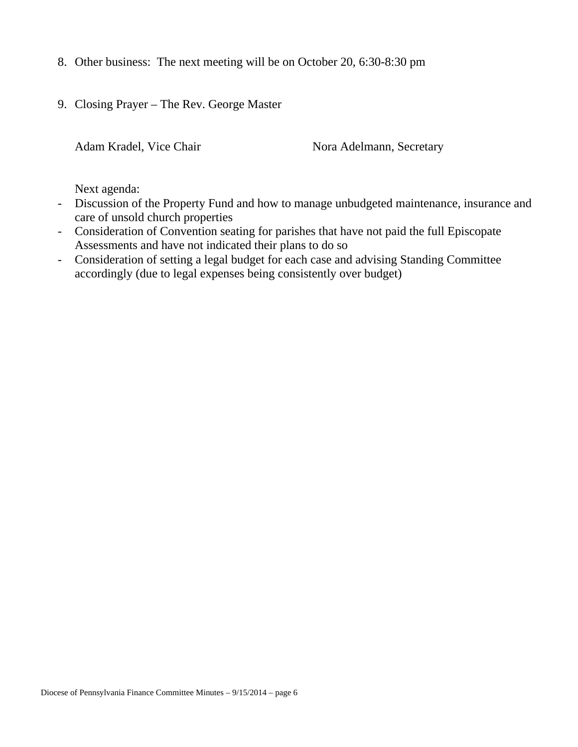8. Other business: The next meeting will be on October 20, 6:30-8:30 pm

9. Closing Prayer – The Rev. George Master

Adam Kradel, Vice Chair Nora Adelmann, Secretary

Next agenda:

- Discussion of the Property Fund and how to manage unbudgeted maintenance, insurance and care of unsold church properties
- Consideration of Convention seating for parishes that have not paid the full Episcopate Assessments and have not indicated their plans to do so
- Consideration of setting a legal budget for each case and advising Standing Committee accordingly (due to legal expenses being consistently over budget)